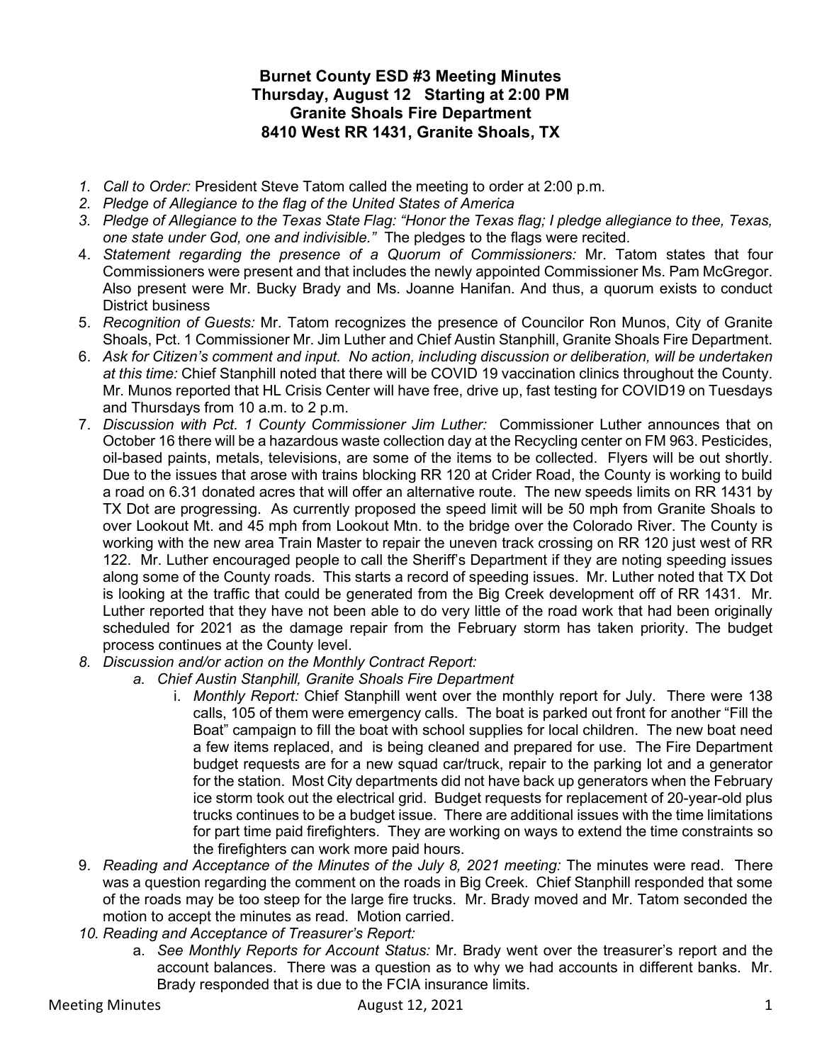# Burnet County ESD #3 Meeting Minutes
## Thursday, August 12 Starting at 2:00 PM
## Granite Shoals Fire Department
## 8410 West RR 1431, Granite Shoals, TX

1. *Call to Order:* President Steve Tatom called the meeting to order at 2:00 p.m.
2. *Pledge of Allegiance to the flag of the United States of America*
3. *Pledge of Allegiance to the Texas State Flag: "Honor the Texas flag; I pledge allegiance to thee, Texas, one state under God, one and indivisible."* The pledges to the flags were recited.
4. *Statement regarding the presence of a Quorum of Commissioners:* Mr. Tatom states that four Commissioners were present and that includes the newly appointed Commissioner Ms. Pam McGregor. Also present were Mr. Bucky Brady and Ms. Joanne Hanifan. And thus, a quorum exists to conduct District business
5. *Recognition of Guests:* Mr. Tatom recognizes the presence of Councilor Ron Munos, City of Granite Shoals, Pct. 1 Commissioner Mr. Jim Luther and Chief Austin Stanphill, Granite Shoals Fire Department.
6. *Ask for Citizen's comment and input. No action, including discussion or deliberation, will be undertaken at this time:* Chief Stanphill noted that there will be COVID 19 vaccination clinics throughout the County. Mr. Munos reported that HL Crisis Center will have free, drive up, fast testing for COVID19 on Tuesdays and Thursdays from 10 a.m. to 2 p.m.
7. *Discussion with Pct. 1 County Commissioner Jim Luther:* Commissioner Luther announces that on October 16 there will be a hazardous waste collection day at the Recycling center on FM 963. Pesticides, oil-based paints, metals, televisions, are some of the items to be collected. Flyers will be out shortly. Due to the issues that arose with trains blocking RR 120 at Crider Road, the County is working to build a road on 6.31 donated acres that will offer an alternative route. The new speeds limits on RR 1431 by TX Dot are progressing. As currently proposed the speed limit will be 50 mph from Granite Shoals to over Lookout Mt. and 45 mph from Lookout Mtn. to the bridge over the Colorado River. The County is working with the new area Train Master to repair the uneven track crossing on RR 120 just west of RR 122. Mr. Luther encouraged people to call the Sheriff's Department if they are noting speeding issues along some of the County roads. This starts a record of speeding issues. Mr. Luther noted that TX Dot is looking at the traffic that could be generated from the Big Creek development off of RR 1431. Mr. Luther reported that they have not been able to do very little of the road work that had been originally scheduled for 2021 as the damage repair from the February storm has taken priority. The budget process continues at the County level.
8. *Discussion and/or action on the Monthly Contract Report:*
   a. *Chief Austin Stanphill, Granite Shoals Fire Department*
      i. *Monthly Report:* Chief Stanphill went over the monthly report for July. There were 138 calls, 105 of them were emergency calls. The boat is parked out front for another "Fill the Boat" campaign to fill the boat with school supplies for local children. The new boat need a few items replaced, and is being cleaned and prepared for use. The Fire Department budget requests are for a new squad car/truck, repair to the parking lot and a generator for the station. Most City departments did not have back up generators when the February ice storm took out the electrical grid. Budget requests for replacement of 20-year-old plus trucks continues to be a budget issue. There are additional issues with the time limitations for part time paid firefighters. They are working on ways to extend the time constraints so the firefighters can work more paid hours.
9. *Reading and Acceptance of the Minutes of the July 8, 2021 meeting:* The minutes were read. There was a question regarding the comment on the roads in Big Creek. Chief Stanphill responded that some of the roads may be too steep for the large fire trucks. Mr. Brady moved and Mr. Tatom seconded the motion to accept the minutes as read. Motion carried.
10. *Reading and Acceptance of Treasurer's Report:*
    a. *See Monthly Reports for Account Status:* Mr. Brady went over the treasurer's report and the account balances. There was a question as to why we had accounts in different banks. Mr. Brady responded that is due to the FCIA insurance limits.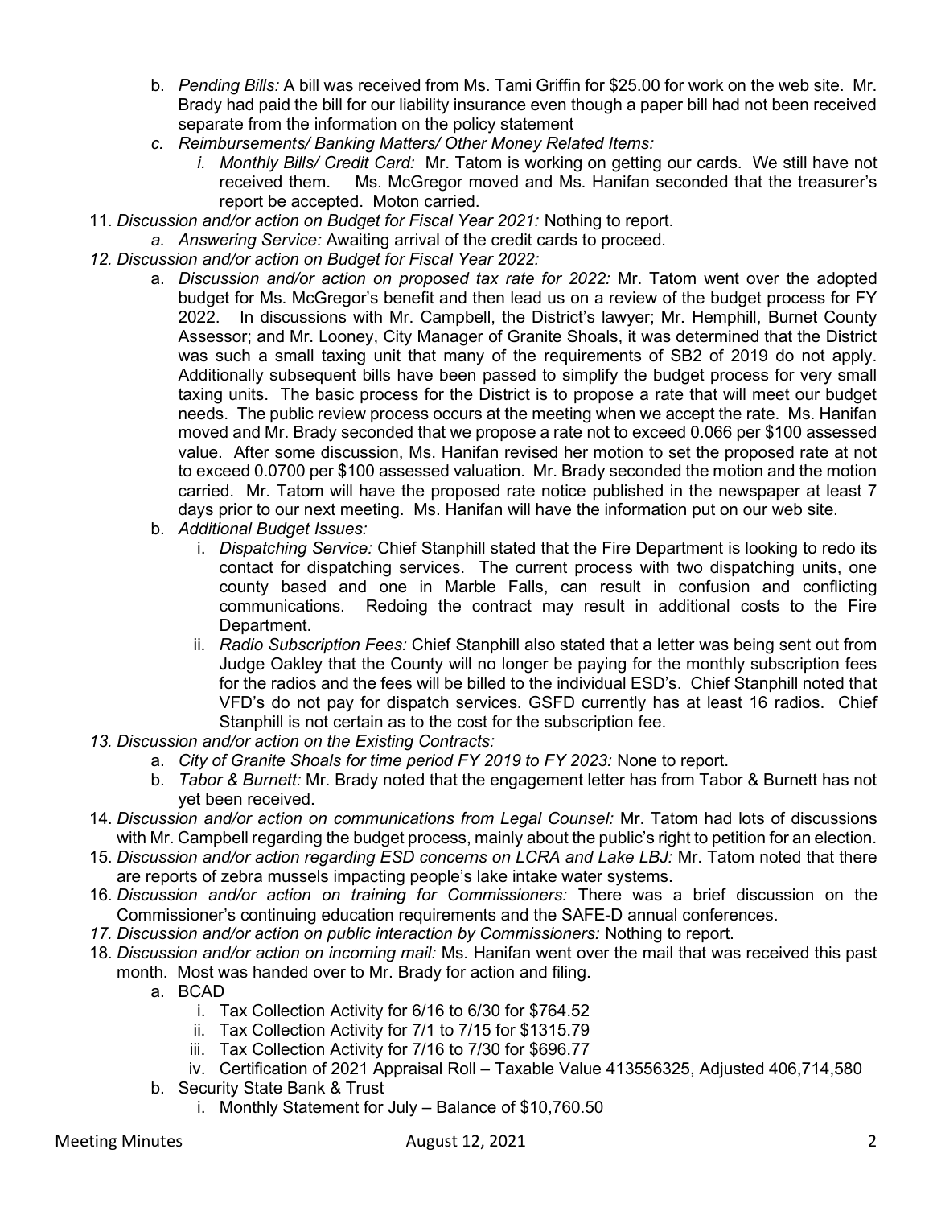b. *Pending Bills:* A bill was received from Ms. Tami Griffin for $25.00 for work on the web site. Mr. Brady had paid the bill for our liability insurance even though a paper bill had not been received separate from the information on the policy statement
   c. *Reimbursements/ Banking Matters/ Other Money Related Items:*
      i. *Monthly Bills/ Credit Card:* Mr. Tatom is working on getting our cards. We still have not received them. Ms. McGregor moved and Ms. Hanifan seconded that the treasurer's report be accepted. Moton carried.

11. *Discussion and/or action on Budget for Fiscal Year 2021:* Nothing to report.
    a. *Answering Service:* Awaiting arrival of the credit cards to proceed.
12. *Discussion and/or action on Budget for Fiscal Year 2022:*
    a. *Discussion and/or action on proposed tax rate for 2022:* Mr. Tatom went over the adopted budget for Ms. McGregor's benefit and then lead us on a review of the budget process for FY 2022. In discussions with Mr. Campbell, the District's lawyer; Mr. Hemphill, Burnet County Assessor; and Mr. Looney, City Manager of Granite Shoals, it was determined that the District was such a small taxing unit that many of the requirements of SB2 of 2019 do not apply. Additionally subsequent bills have been passed to simplify the budget process for very small taxing units. The basic process for the District is to propose a rate that will meet our budget needs. The public review process occurs at the meeting when we accept the rate. Ms. Hanifan moved and Mr. Brady seconded that we propose a rate not to exceed 0.066 per $100 assessed value. After some discussion, Ms. Hanifan revised her motion to set the proposed rate at not to exceed 0.0700 per $100 assessed valuation. Mr. Brady seconded the motion and the motion carried. Mr. Tatom will have the proposed rate notice published in the newspaper at least 7 days prior to our next meeting. Ms. Hanifan will have the information put on our web site.
    b. *Additional Budget Issues:*
       i. *Dispatching Service:* Chief Stanphill stated that the Fire Department is looking to redo its contact for dispatching services. The current process with two dispatching units, one county based and one in Marble Falls, can result in confusion and conflicting communications. Redoing the contract may result in additional costs to the Fire Department.
       ii. *Radio Subscription Fees:* Chief Stanphill also stated that a letter was being sent out from Judge Oakley that the County will no longer be paying for the monthly subscription fees for the radios and the fees will be billed to the individual ESD's. Chief Stanphill noted that VFD's do not pay for dispatch services. GSFD currently has at least 16 radios. Chief Stanphill is not certain as to the cost for the subscription fee.
13. *Discussion and/or action on the Existing Contracts:*
    a. *City of Granite Shoals for time period FY 2019 to FY 2023:* None to report.
    b. *Tabor & Burnett:* Mr. Brady noted that the engagement letter has from Tabor & Burnett has not yet been received.
14. *Discussion and/or action on communications from Legal Counsel:* Mr. Tatom had lots of discussions with Mr. Campbell regarding the budget process, mainly about the public's right to petition for an election.
15. *Discussion and/or action regarding ESD concerns on LCRA and Lake LBJ:* Mr. Tatom noted that there are reports of zebra mussels impacting people's lake intake water systems.
16. *Discussion and/or action on training for Commissioners:* There was a brief discussion on the Commissioner's continuing education requirements and the SAFE-D annual conferences.
17. *Discussion and/or action on public interaction by Commissioners:* Nothing to report.
18. *Discussion and/or action on incoming mail:* Ms. Hanifan went over the mail that was received this past month. Most was handed over to Mr. Brady for action and filing.
    a. BCAD
       i. Tax Collection Activity for 6/16 to 6/30 for $764.52
       ii. Tax Collection Activity for 7/1 to 7/15 for $1315.79
       iii. Tax Collection Activity for 7/16 to 7/30 for $696.77
       iv. Certification of 2021 Appraisal Roll – Taxable Value 413556325, Adjusted 406,714,580
    b. Security State Bank & Trust
       i. Monthly Statement for July – Balance of $10,760.50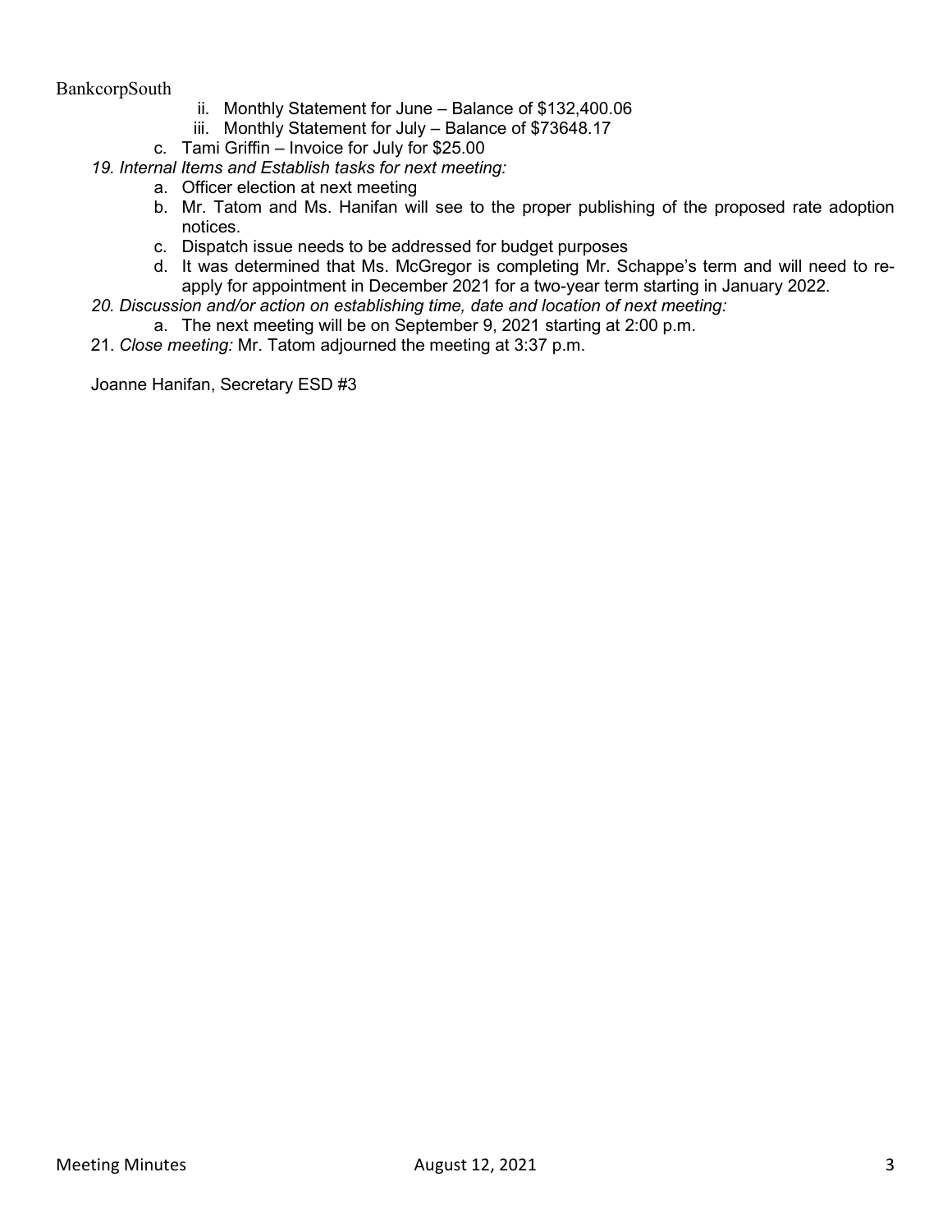BankcorpSouth

- ii. Monthly Statement for June – Balance of $132,400.06
- iii. Monthly Statement for July – Balance of $73648.17

c. Tami Griffin – Invoice for July for $25.00

*19. Internal Items and Establish tasks for next meeting:*

a. Officer election at next meeting

b. Mr. Tatom and Ms. Hanifan will see to the proper publishing of the proposed rate adoption notices.

c. Dispatch issue needs to be addressed for budget purposes

d. It was determined that Ms. McGregor is completing Mr. Schappe's term and will need to re-apply for appointment in December 2021 for a two-year term starting in January 2022.

*20. Discussion and/or action on establishing time, date and location of next meeting:*

a. The next meeting will be on September 9, 2021 starting at 2:00 p.m.

21. *Close meeting:* Mr. Tatom adjourned the meeting at 3:37 p.m.

Joanne Hanifan, Secretary ESD #3